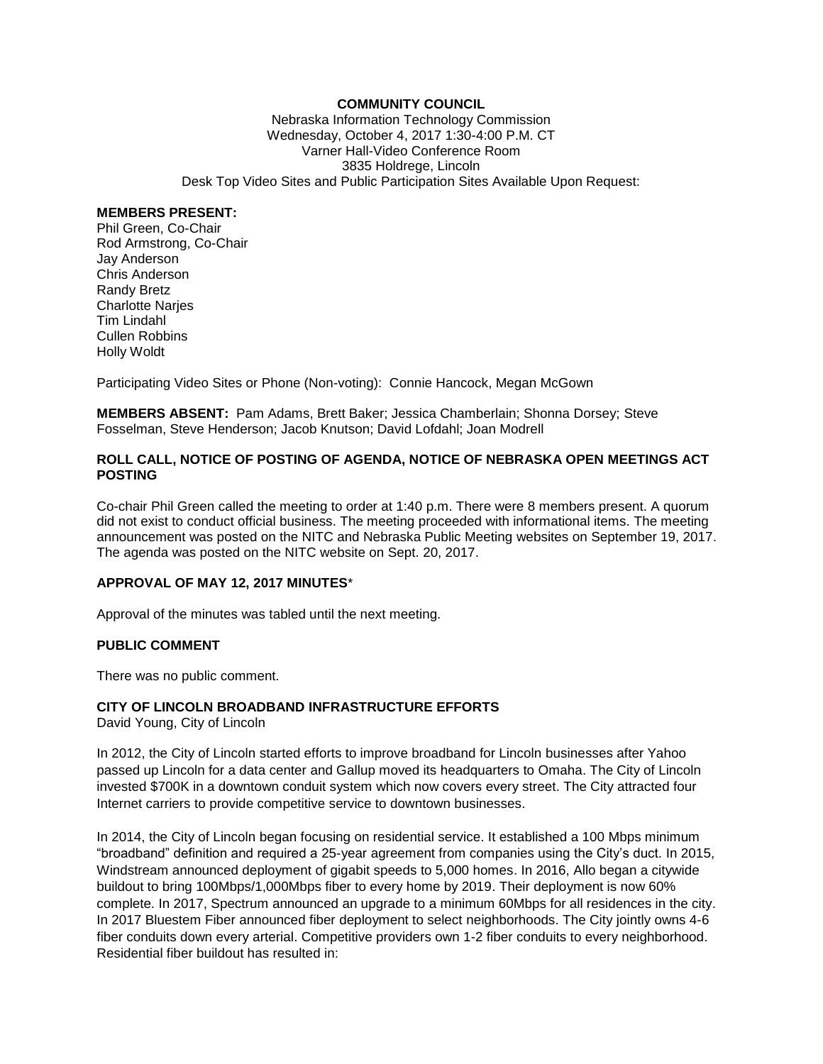**COMMUNITY COUNCIL**

Nebraska Information Technology Commission
Wednesday, October 4, 2017 1:30-4:00 P.M. CT
Varner Hall-Video Conference Room
3835 Holdrege, Lincoln
Desk Top Video Sites and Public Participation Sites Available Upon Request:

**MEMBERS PRESENT:**

Phil Green, Co-Chair
Rod Armstrong, Co-Chair
Jay Anderson
Chris Anderson
Randy Bretz
Charlotte Narjes
Tim Lindahl
Cullen Robbins
Holly Woldt

Participating Video Sites or Phone (Non-voting): Connie Hancock, Megan McGown

**MEMBERS ABSENT:** Pam Adams, Brett Baker; Jessica Chamberlain; Shonna Dorsey; Steve Fosselman, Steve Henderson; Jacob Knutson; David Lofdahl; Joan Modrell

**ROLL CALL, NOTICE OF POSTING OF AGENDA, NOTICE OF NEBRASKA OPEN MEETINGS ACT POSTING**

Co-chair Phil Green called the meeting to order at 1:40 p.m. There were 8 members present. A quorum did not exist to conduct official business. The meeting proceeded with informational items. The meeting announcement was posted on the NITC and Nebraska Public Meeting websites on September 19, 2017. The agenda was posted on the NITC website on Sept. 20, 2017.

**APPROVAL OF MAY 12, 2017 MINUTES***

Approval of the minutes was tabled until the next meeting.

**PUBLIC COMMENT**

There was no public comment.

**CITY OF LINCOLN BROADBAND INFRASTRUCTURE EFFORTS**

David Young, City of Lincoln

In 2012, the City of Lincoln started efforts to improve broadband for Lincoln businesses after Yahoo passed up Lincoln for a data center and Gallup moved its headquarters to Omaha. The City of Lincoln invested $700K in a downtown conduit system which now covers every street. The City attracted four Internet carriers to provide competitive service to downtown businesses.

In 2014, the City of Lincoln began focusing on residential service. It established a 100 Mbps minimum "broadband" definition and required a 25-year agreement from companies using the City's duct. In 2015, Windstream announced deployment of gigabit speeds to 5,000 homes. In 2016, Allo began a citywide buildout to bring 100Mbps/1,000Mbps fiber to every home by 2019. Their deployment is now 60% complete. In 2017, Spectrum announced an upgrade to a minimum 60Mbps for all residences in the city. In 2017 Bluestem Fiber announced fiber deployment to select neighborhoods. The City jointly owns 4-6 fiber conduits down every arterial. Competitive providers own 1-2 fiber conduits to every neighborhood. Residential fiber buildout has resulted in: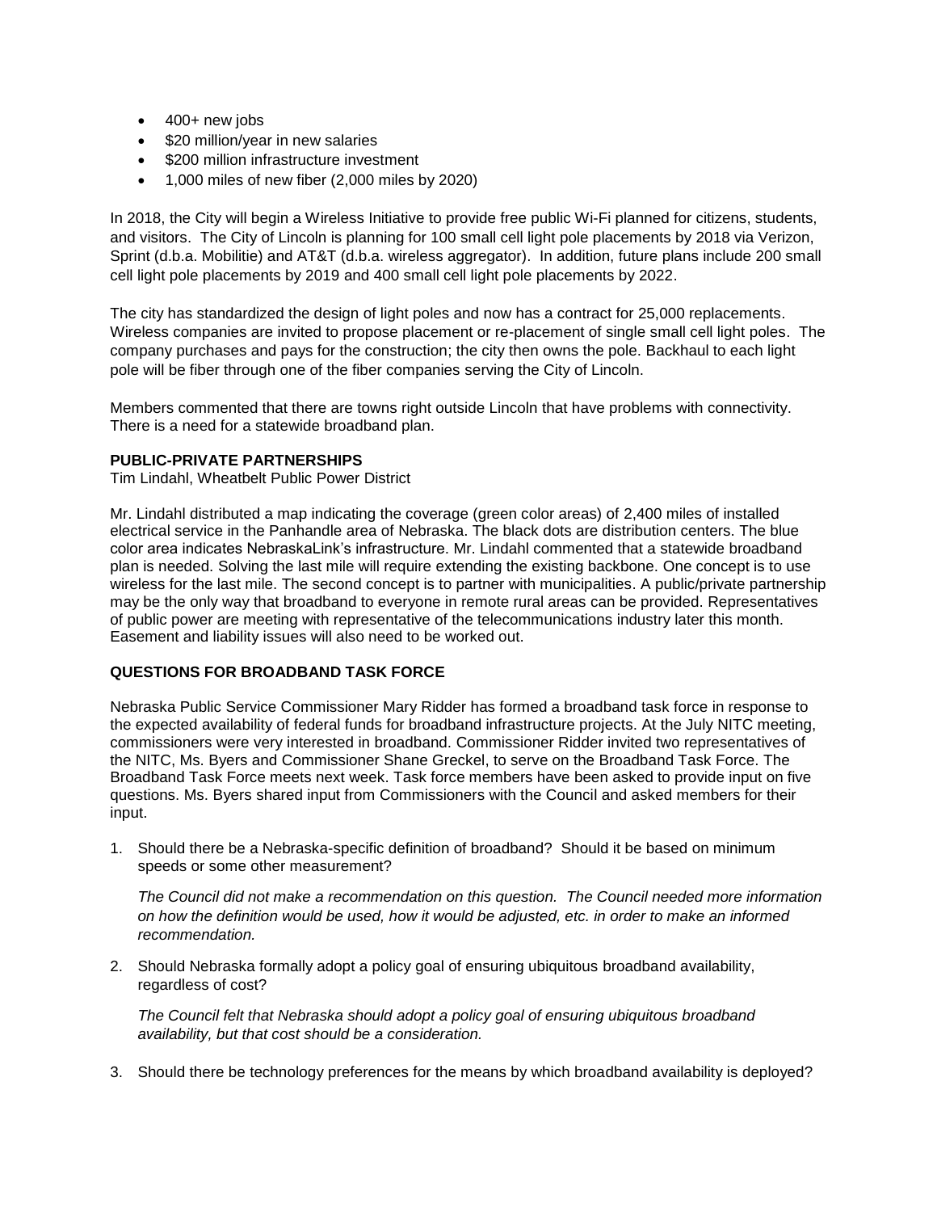- 400+ new jobs
- $20 million/year in new salaries
- $200 million infrastructure investment
- 1,000 miles of new fiber (2,000 miles by 2020)

In 2018, the City will begin a Wireless Initiative to provide free public Wi-Fi planned for citizens, students, and visitors. The City of Lincoln is planning for 100 small cell light pole placements by 2018 via Verizon, Sprint (d.b.a. Mobilitie) and AT&T (d.b.a. wireless aggregator). In addition, future plans include 200 small cell light pole placements by 2019 and 400 small cell light pole placements by 2022.

The city has standardized the design of light poles and now has a contract for 25,000 replacements. Wireless companies are invited to propose placement or re-placement of single small cell light poles. The company purchases and pays for the construction; the city then owns the pole. Backhaul to each light pole will be fiber through one of the fiber companies serving the City of Lincoln.

Members commented that there are towns right outside Lincoln that have problems with connectivity. There is a need for a statewide broadband plan.

**PUBLIC-PRIVATE PARTNERSHIPS**
Tim Lindahl, Wheatbelt Public Power District

Mr. Lindahl distributed a map indicating the coverage (green color areas) of 2,400 miles of installed electrical service in the Panhandle area of Nebraska. The black dots are distribution centers. The blue color area indicates NebraskaLink's infrastructure. Mr. Lindahl commented that a statewide broadband plan is needed. Solving the last mile will require extending the existing backbone. One concept is to use wireless for the last mile. The second concept is to partner with municipalities. A public/private partnership may be the only way that broadband to everyone in remote rural areas can be provided. Representatives of public power are meeting with representative of the telecommunications industry later this month. Easement and liability issues will also need to be worked out.

**QUESTIONS FOR BROADBAND TASK FORCE**

Nebraska Public Service Commissioner Mary Ridder has formed a broadband task force in response to the expected availability of federal funds for broadband infrastructure projects. At the July NITC meeting, commissioners were very interested in broadband. Commissioner Ridder invited two representatives of the NITC, Ms. Byers and Commissioner Shane Greckel, to serve on the Broadband Task Force. The Broadband Task Force meets next week. Task force members have been asked to provide input on five questions. Ms. Byers shared input from Commissioners with the Council and asked members for their input.

1. Should there be a Nebraska-specific definition of broadband? Should it be based on minimum speeds or some other measurement?

   *The Council did not make a recommendation on this question. The Council needed more information on how the definition would be used, how it would be adjusted, etc. in order to make an informed recommendation.*

2. Should Nebraska formally adopt a policy goal of ensuring ubiquitous broadband availability, regardless of cost?

   *The Council felt that Nebraska should adopt a policy goal of ensuring ubiquitous broadband availability, but that cost should be a consideration.*

3. Should there be technology preferences for the means by which broadband availability is deployed?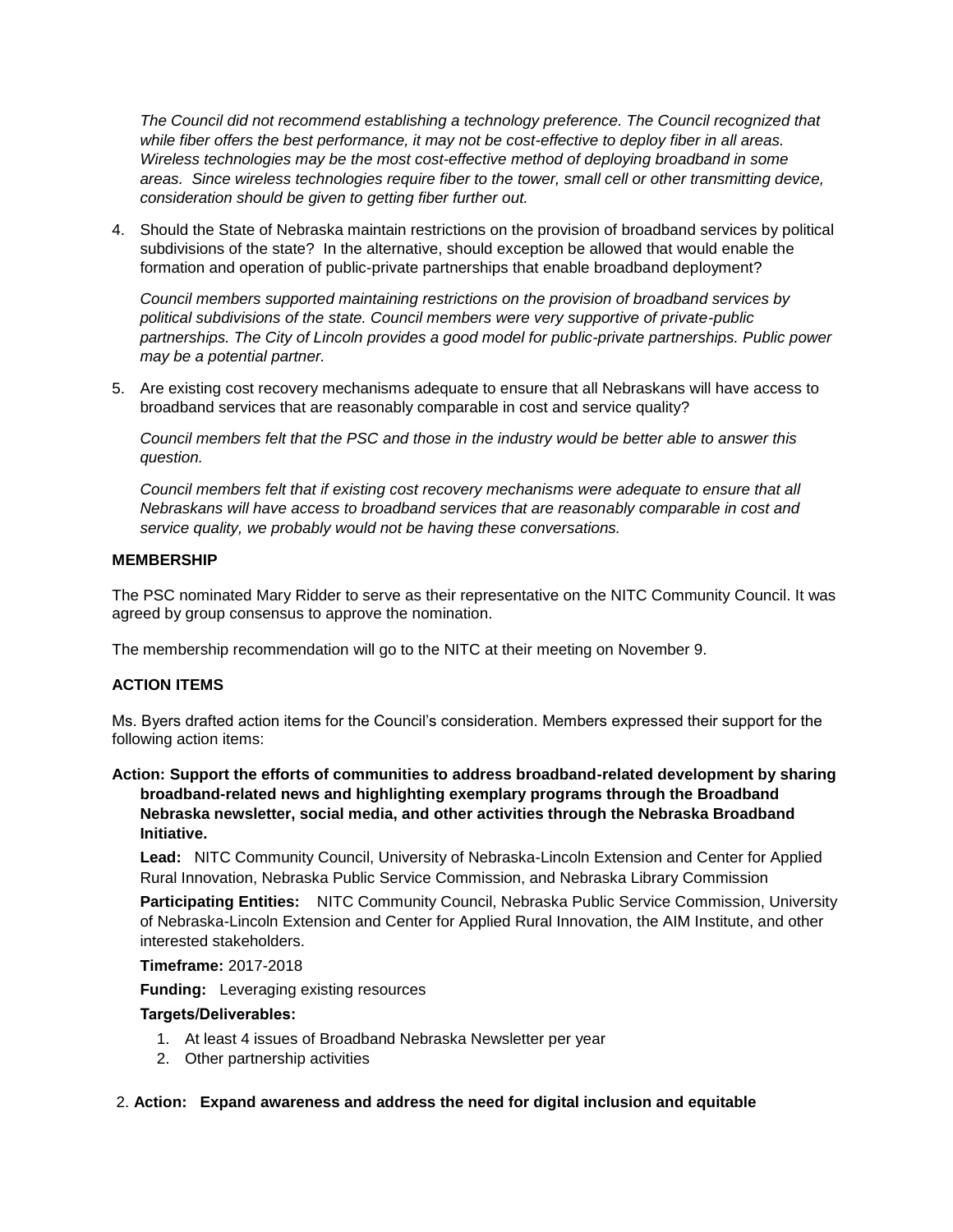*The Council did not recommend establishing a technology preference. The Council recognized that while fiber offers the best performance, it may not be cost-effective to deploy fiber in all areas. Wireless technologies may be the most cost-effective method of deploying broadband in some areas. Since wireless technologies require fiber to the tower, small cell or other transmitting device, consideration should be given to getting fiber further out.*

4. Should the State of Nebraska maintain restrictions on the provision of broadband services by political subdivisions of the state? In the alternative, should exception be allowed that would enable the formation and operation of public-private partnerships that enable broadband deployment?

   *Council members supported maintaining restrictions on the provision of broadband services by political subdivisions of the state. Council members were very supportive of private-public partnerships. The City of Lincoln provides a good model for public-private partnerships. Public power may be a potential partner.*

5. Are existing cost recovery mechanisms adequate to ensure that all Nebraskans will have access to broadband services that are reasonably comparable in cost and service quality?

   *Council members felt that the PSC and those in the industry would be better able to answer this question.*

   *Council members felt that if existing cost recovery mechanisms were adequate to ensure that all Nebraskans will have access to broadband services that are reasonably comparable in cost and service quality, we probably would not be having these conversations.*

**MEMBERSHIP**

The PSC nominated Mary Ridder to serve as their representative on the NITC Community Council. It was agreed by group consensus to approve the nomination.

The membership recommendation will go to the NITC at their meeting on November 9.

**ACTION ITEMS**

Ms. Byers drafted action items for the Council's consideration. Members expressed their support for the following action items:

**Action: Support the efforts of communities to address broadband-related development by sharing broadband-related news and highlighting exemplary programs through the Broadband Nebraska newsletter, social media, and other activities through the Nebraska Broadband Initiative.**

**Lead:** NITC Community Council, University of Nebraska-Lincoln Extension and Center for Applied Rural Innovation, Nebraska Public Service Commission, and Nebraska Library Commission

**Participating Entities:** NITC Community Council, Nebraska Public Service Commission, University of Nebraska-Lincoln Extension and Center for Applied Rural Innovation, the AIM Institute, and other interested stakeholders.

**Timeframe:** 2017-2018

**Funding:** Leveraging existing resources

**Targets/Deliverables:**

1. At least 4 issues of Broadband Nebraska Newsletter per year
2. Other partnership activities

2. **Action: Expand awareness and address the need for digital inclusion and equitable**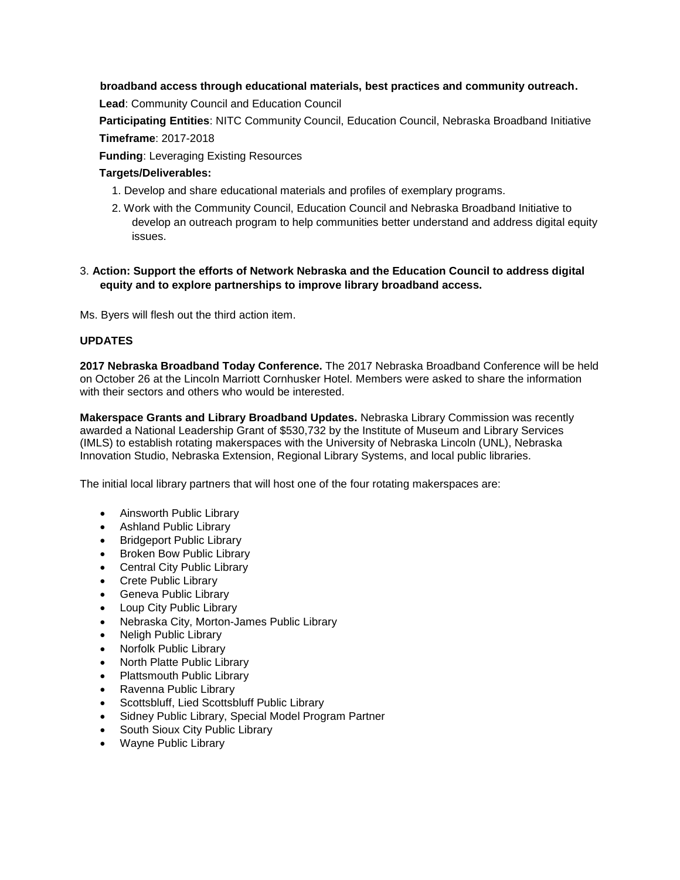**broadband access through educational materials, best practices and community outreach.**

**Lead**: Community Council and Education Council

**Participating Entities**: NITC Community Council, Education Council, Nebraska Broadband Initiative

**Timeframe**: 2017-2018

**Funding**: Leveraging Existing Resources

**Targets/Deliverables:**

1. Develop and share educational materials and profiles of exemplary programs.
2. Work with the Community Council, Education Council and Nebraska Broadband Initiative to develop an outreach program to help communities better understand and address digital equity issues.

3. **Action: Support the efforts of Network Nebraska and the Education Council to address digital equity and to explore partnerships to improve library broadband access.**

Ms. Byers will flesh out the third action item.

**UPDATES**

**2017 Nebraska Broadband Today Conference.** The 2017 Nebraska Broadband Conference will be held on October 26 at the Lincoln Marriott Cornhusker Hotel. Members were asked to share the information with their sectors and others who would be interested.

**Makerspace Grants and Library Broadband Updates.** Nebraska Library Commission was recently awarded a National Leadership Grant of $530,732 by the Institute of Museum and Library Services (IMLS) to establish rotating makerspaces with the University of Nebraska Lincoln (UNL), Nebraska Innovation Studio, Nebraska Extension, Regional Library Systems, and local public libraries.

The initial local library partners that will host one of the four rotating makerspaces are:

- Ainsworth Public Library
- Ashland Public Library
- Bridgeport Public Library
- Broken Bow Public Library
- Central City Public Library
- Crete Public Library
- Geneva Public Library
- Loup City Public Library
- Nebraska City, Morton-James Public Library
- Neligh Public Library
- Norfolk Public Library
- North Platte Public Library
- Plattsmouth Public Library
- Ravenna Public Library
- Scottsbluff, Lied Scottsbluff Public Library
- Sidney Public Library, Special Model Program Partner
- South Sioux City Public Library
- Wayne Public Library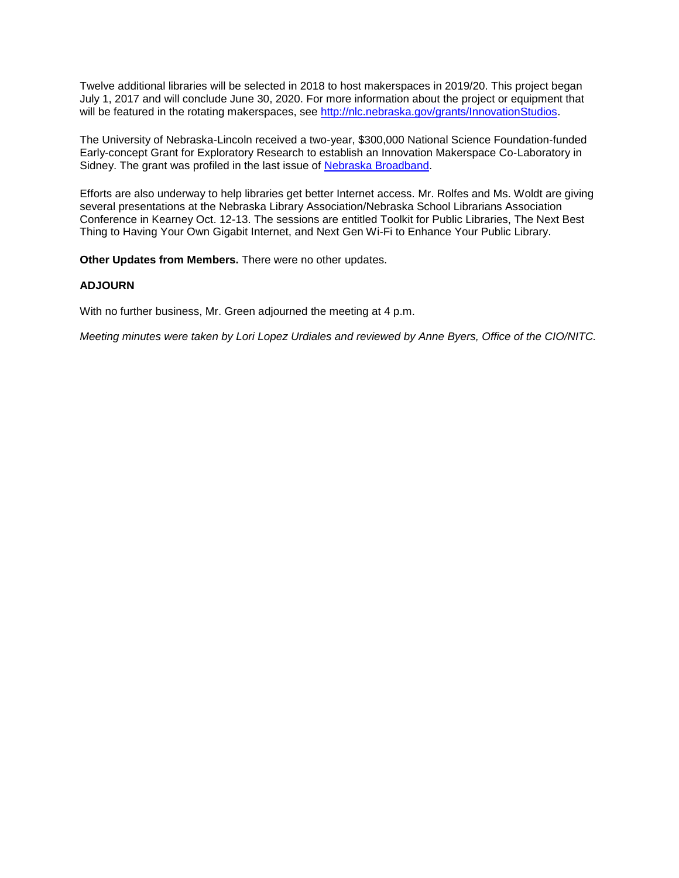Twelve additional libraries will be selected in 2018 to host makerspaces in 2019/20. This project began July 1, 2017 and will conclude June 30, 2020. For more information about the project or equipment that will be featured in the rotating makerspaces, see [http://nlc.nebraska.gov/grants/InnovationStudios](http://nlc.nebraska.gov/grants/InnovationStudios).

The University of Nebraska-Lincoln received a two-year, $300,000 National Science Foundation-funded Early-concept Grant for Exploratory Research to establish an Innovation Makerspace Co-Laboratory in Sidney. The grant was profiled in the last issue of [Nebraska Broadband].

Efforts are also underway to help libraries get better Internet access. Mr. Rolfes and Ms. Woldt are giving several presentations at the Nebraska Library Association/Nebraska School Librarians Association Conference in Kearney Oct. 12-13. The sessions are entitled Toolkit for Public Libraries, The Next Best Thing to Having Your Own Gigabit Internet, and Next Gen Wi-Fi to Enhance Your Public Library.

**Other Updates from Members.** There were no other updates.

**ADJOURN**

With no further business, Mr. Green adjourned the meeting at 4 p.m.

*Meeting minutes were taken by Lori Lopez Urdiales and reviewed by Anne Byers, Office of the CIO/NITC.*